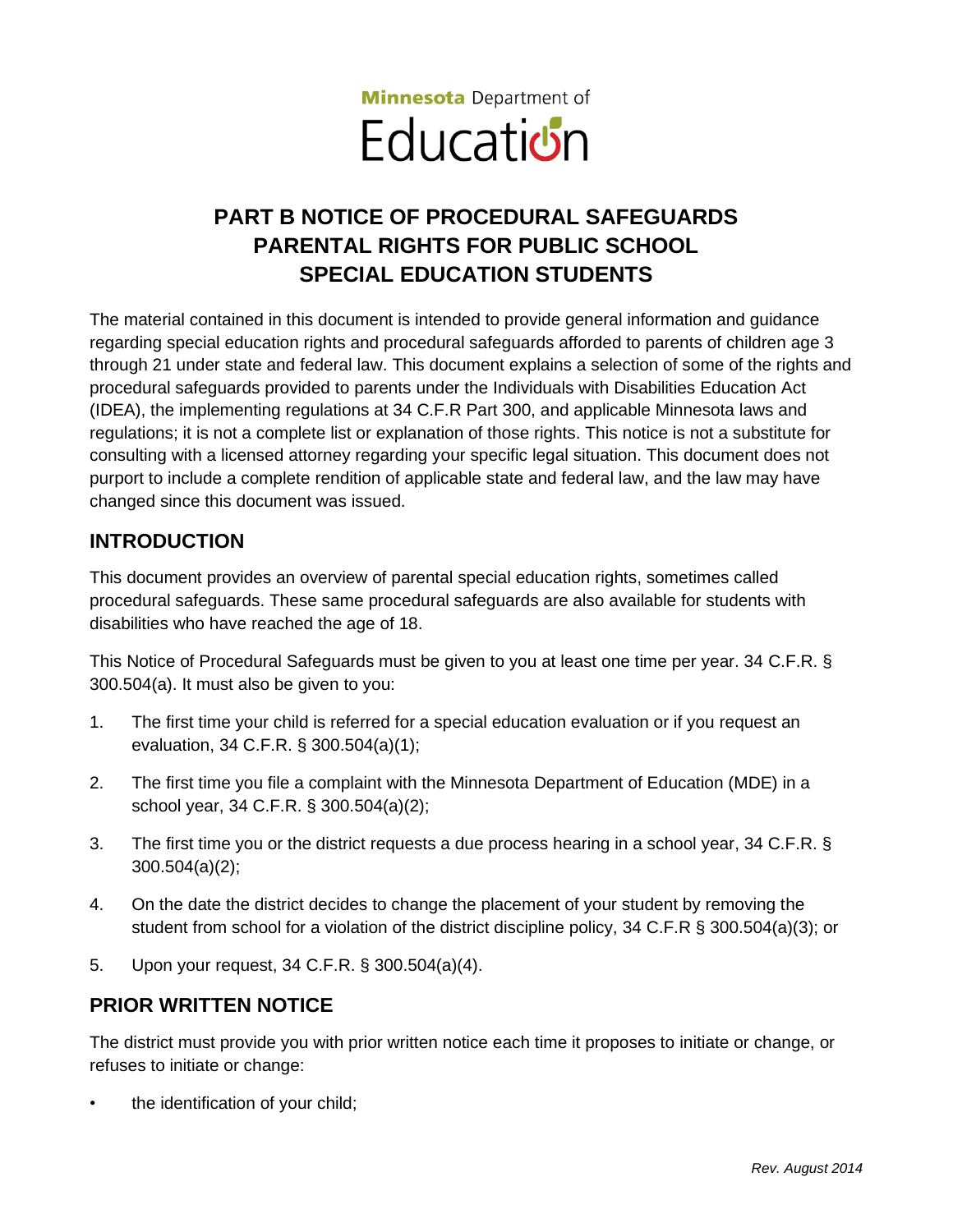Minnesota Department of Education

# PART B NOTICE OF PROCEDURAL SAFEGUARDS PARENTAL RIGHTS FOR PUBLIC SCHOOL SPECIAL EDUCATION STUDENTS

The material contained in this document is intended to provide general information and guidance regarding special education rights and procedural safeguards afforded to parents of children age 3 through 21 under state and federal law. This document explains a selection of some of the rights and procedural safeguards provided to parents under the Individuals with Disabilities Education Act (IDEA), the implementing regulations at 34 C.F.R Part 300, and applicable Minnesota laws and regulations; it is not a complete list or explanation of those rights. This notice is not a substitute for consulting with a licensed attorney regarding your specific legal situation. This document does not purport to include a complete rendition of applicable state and federal law, and the law may have changed since this document was issued.

## INTRODUCTION

This document provides an overview of parental special education rights, sometimes called procedural safeguards. These same procedural safeguards are also available for students with disabilities who have reached the age of 18.

This Notice of Procedural Safeguards must be given to you at least one time per year. 34 C.F.R. § 300.504(a). It must also be given to you:

1. The first time your child is referred for a special education evaluation or if you request an evaluation, 34 C.F.R. § 300.504(a)(1);
2. The first time you file a complaint with the Minnesota Department of Education (MDE) in a school year, 34 C.F.R. § 300.504(a)(2);
3. The first time you or the district requests a due process hearing in a school year, 34 C.F.R. § 300.504(a)(2);
4. On the date the district decides to change the placement of your student by removing the student from school for a violation of the district discipline policy, 34 C.F.R § 300.504(a)(3); or
5. Upon your request, 34 C.F.R. § 300.504(a)(4).

## PRIOR WRITTEN NOTICE

The district must provide you with prior written notice each time it proposes to initiate or change, or refuses to initiate or change:

- the identification of your child;

*Rev. August 2014*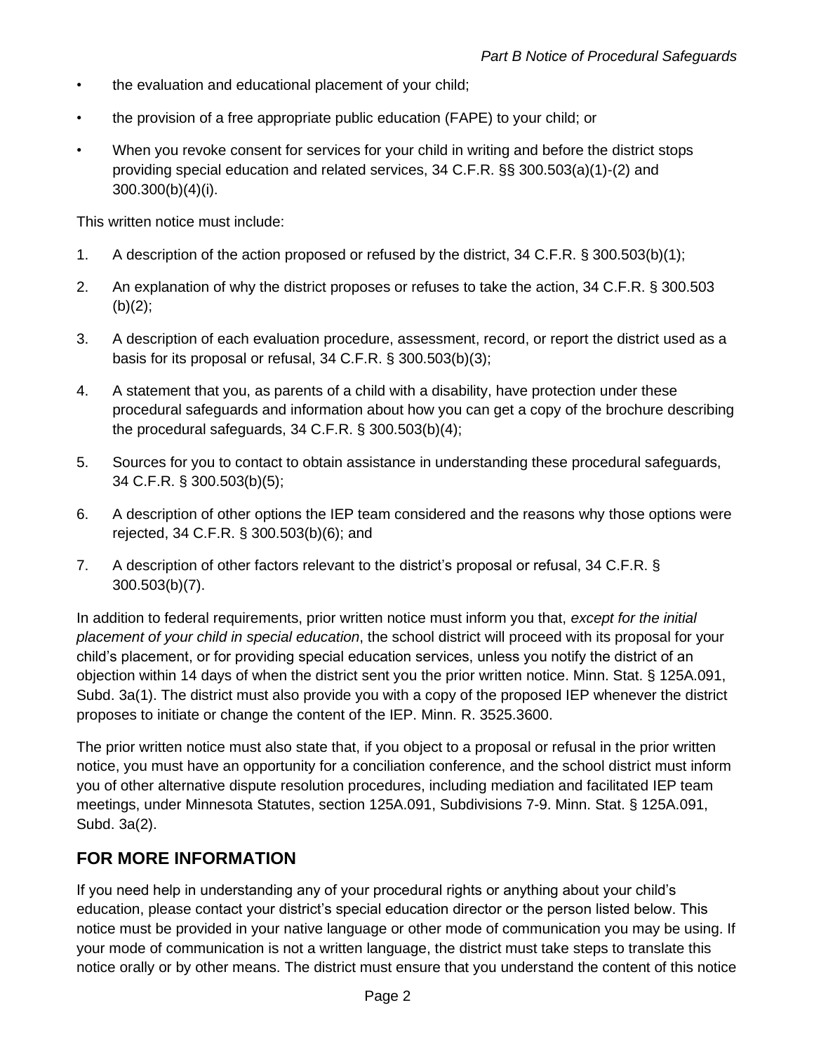- the evaluation and educational placement of your child;
- the provision of a free appropriate public education (FAPE) to your child; or
- When you revoke consent for services for your child in writing and before the district stops providing special education and related services, 34 C.F.R. §§ 300.503(a)(1)-(2) and 300.300(b)(4)(i).

This written notice must include:

1. A description of the action proposed or refused by the district, 34 C.F.R. § 300.503(b)(1);
2. An explanation of why the district proposes or refuses to take the action, 34 C.F.R. § 300.503 (b)(2);
3. A description of each evaluation procedure, assessment, record, or report the district used as a basis for its proposal or refusal, 34 C.F.R. § 300.503(b)(3);
4. A statement that you, as parents of a child with a disability, have protection under these procedural safeguards and information about how you can get a copy of the brochure describing the procedural safeguards, 34 C.F.R. § 300.503(b)(4);
5. Sources for you to contact to obtain assistance in understanding these procedural safeguards, 34 C.F.R. § 300.503(b)(5);
6. A description of other options the IEP team considered and the reasons why those options were rejected, 34 C.F.R. § 300.503(b)(6); and
7. A description of other factors relevant to the district's proposal or refusal, 34 C.F.R. § 300.503(b)(7).

In addition to federal requirements, prior written notice must inform you that, *except for the initial placement of your child in special education*, the school district will proceed with its proposal for your child's placement, or for providing special education services, unless you notify the district of an objection within 14 days of when the district sent you the prior written notice. Minn. Stat. § 125A.091, Subd. 3a(1). The district must also provide you with a copy of the proposed IEP whenever the district proposes to initiate or change the content of the IEP. Minn. R. 3525.3600.

The prior written notice must also state that, if you object to a proposal or refusal in the prior written notice, you must have an opportunity for a conciliation conference, and the school district must inform you of other alternative dispute resolution procedures, including mediation and facilitated IEP team meetings, under Minnesota Statutes, section 125A.091, Subdivisions 7-9. Minn. Stat. § 125A.091, Subd. 3a(2).

## FOR MORE INFORMATION

If you need help in understanding any of your procedural rights or anything about your child's education, please contact your district's special education director or the person listed below. This notice must be provided in your native language or other mode of communication you may be using. If your mode of communication is not a written language, the district must take steps to translate this notice orally or by other means. The district must ensure that you understand the content of this notice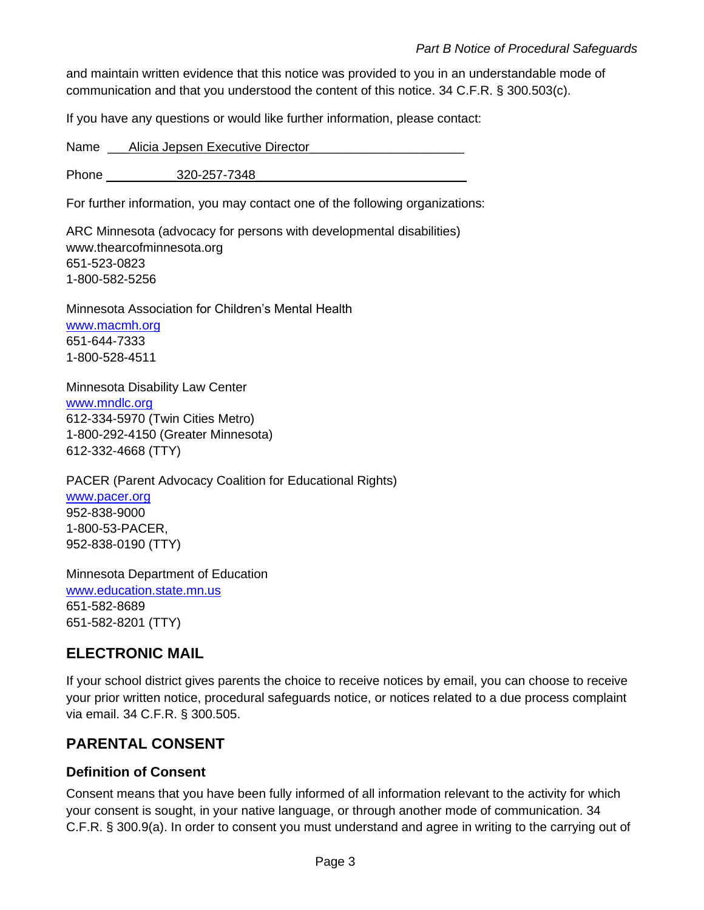and maintain written evidence that this notice was provided to you in an understandable mode of communication and that you understood the content of this notice. 34 C.F.R. § 300.503(c).

If you have any questions or would like further information, please contact:

Name Alicia Jepsen Executive Director

Phone 320-257-7348

For further information, you may contact one of the following organizations:

ARC Minnesota (advocacy for persons with developmental disabilities)
www.thearcofminnesota.org
651-523-0823
1-800-582-5256

Minnesota Association for Children's Mental Health
www.macmh.org
651-644-7333
1-800-528-4511

Minnesota Disability Law Center
www.mndlc.org
612-334-5970 (Twin Cities Metro)
1-800-292-4150 (Greater Minnesota)
612-332-4668 (TTY)

PACER (Parent Advocacy Coalition for Educational Rights)
www.pacer.org
952-838-9000
1-800-53-PACER,
952-838-0190 (TTY)

Minnesota Department of Education
www.education.state.mn.us
651-582-8689
651-582-8201 (TTY)

## ELECTRONIC MAIL

If your school district gives parents the choice to receive notices by email, you can choose to receive your prior written notice, procedural safeguards notice, or notices related to a due process complaint via email. 34 C.F.R. § 300.505.

## PARENTAL CONSENT

### Definition of Consent

Consent means that you have been fully informed of all information relevant to the activity for which your consent is sought, in your native language, or through another mode of communication. 34 C.F.R. § 300.9(a). In order to consent you must understand and agree in writing to the carrying out of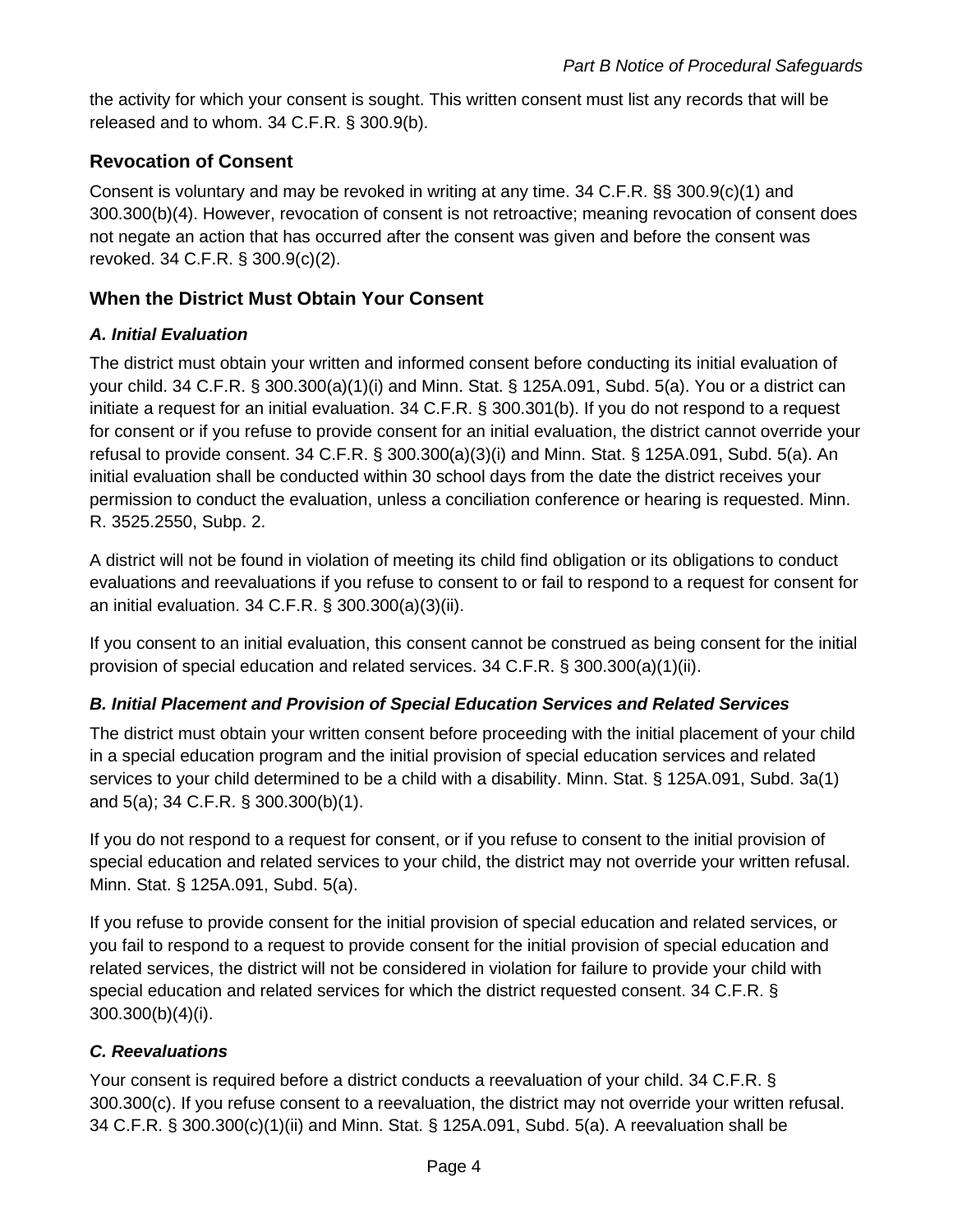the activity for which your consent is sought. This written consent must list any records that will be released and to whom. 34 C.F.R. § 300.9(b).

## Revocation of Consent

Consent is voluntary and may be revoked in writing at any time. 34 C.F.R. §§ 300.9(c)(1) and 300.300(b)(4). However, revocation of consent is not retroactive; meaning revocation of consent does not negate an action that has occurred after the consent was given and before the consent was revoked. 34 C.F.R. § 300.9(c)(2).

## When the District Must Obtain Your Consent

### *A. Initial Evaluation*

The district must obtain your written and informed consent before conducting its initial evaluation of your child. 34 C.F.R. § 300.300(a)(1)(i) and Minn. Stat. § 125A.091, Subd. 5(a). You or a district can initiate a request for an initial evaluation. 34 C.F.R. § 300.301(b). If you do not respond to a request for consent or if you refuse to provide consent for an initial evaluation, the district cannot override your refusal to provide consent. 34 C.F.R. § 300.300(a)(3)(i) and Minn. Stat. § 125A.091, Subd. 5(a). An initial evaluation shall be conducted within 30 school days from the date the district receives your permission to conduct the evaluation, unless a conciliation conference or hearing is requested. Minn. R. 3525.2550, Subp. 2.

A district will not be found in violation of meeting its child find obligation or its obligations to conduct evaluations and reevaluations if you refuse to consent to or fail to respond to a request for consent for an initial evaluation. 34 C.F.R. § 300.300(a)(3)(ii).

If you consent to an initial evaluation, this consent cannot be construed as being consent for the initial provision of special education and related services. 34 C.F.R. § 300.300(a)(1)(ii).

### *B. Initial Placement and Provision of Special Education Services and Related Services*

The district must obtain your written consent before proceeding with the initial placement of your child in a special education program and the initial provision of special education services and related services to your child determined to be a child with a disability. Minn. Stat. § 125A.091, Subd. 3a(1) and 5(a); 34 C.F.R. § 300.300(b)(1).

If you do not respond to a request for consent, or if you refuse to consent to the initial provision of special education and related services to your child, the district may not override your written refusal. Minn. Stat. § 125A.091, Subd. 5(a).

If you refuse to provide consent for the initial provision of special education and related services, or you fail to respond to a request to provide consent for the initial provision of special education and related services, the district will not be considered in violation for failure to provide your child with special education and related services for which the district requested consent. 34 C.F.R. § 300.300(b)(4)(i).

### *C. Reevaluations*

Your consent is required before a district conducts a reevaluation of your child. 34 C.F.R. § 300.300(c). If you refuse consent to a reevaluation, the district may not override your written refusal. 34 C.F.R. § 300.300(c)(1)(ii) and Minn. Stat. § 125A.091, Subd. 5(a). A reevaluation shall be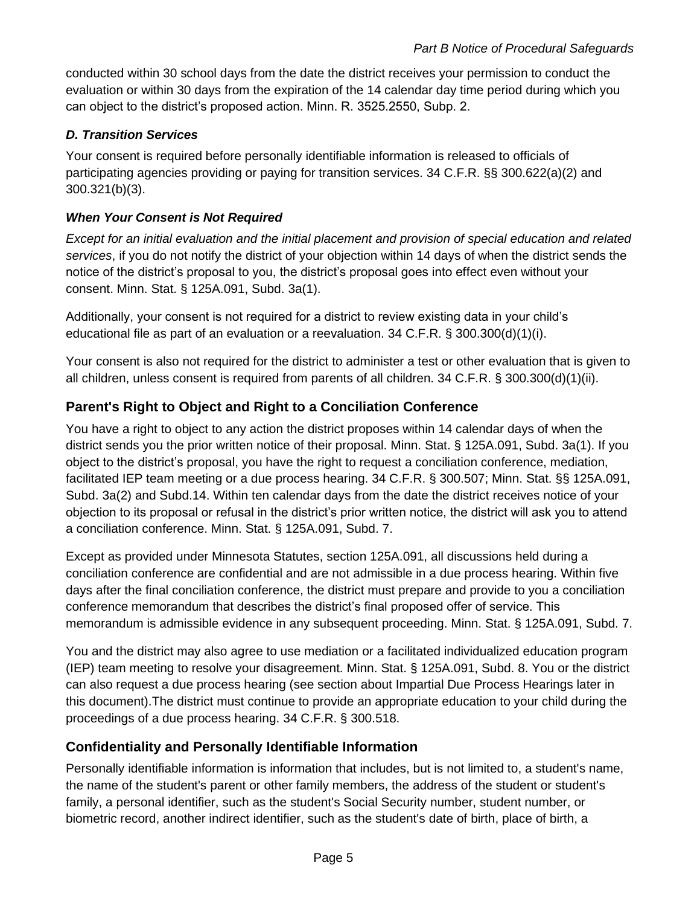conducted within 30 school days from the date the district receives your permission to conduct the evaluation or within 30 days from the expiration of the 14 calendar day time period during which you can object to the district's proposed action. Minn. R. 3525.2550, Subp. 2.

### *D. Transition Services*

Your consent is required before personally identifiable information is released to officials of participating agencies providing or paying for transition services. 34 C.F.R. §§ 300.622(a)(2) and 300.321(b)(3).

### *When Your Consent is Not Required*

*Except for an initial evaluation and the initial placement and provision of special education and related services*, if you do not notify the district of your objection within 14 days of when the district sends the notice of the district's proposal to you, the district's proposal goes into effect even without your consent. Minn. Stat. § 125A.091, Subd. 3a(1).

Additionally, your consent is not required for a district to review existing data in your child's educational file as part of an evaluation or a reevaluation. 34 C.F.R. § 300.300(d)(1)(i).

Your consent is also not required for the district to administer a test or other evaluation that is given to all children, unless consent is required from parents of all children. 34 C.F.R. § 300.300(d)(1)(ii).

## Parent's Right to Object and Right to a Conciliation Conference

You have a right to object to any action the district proposes within 14 calendar days of when the district sends you the prior written notice of their proposal. Minn. Stat. § 125A.091, Subd. 3a(1). If you object to the district's proposal, you have the right to request a conciliation conference, mediation, facilitated IEP team meeting or a due process hearing. 34 C.F.R. § 300.507; Minn. Stat. §§ 125A.091, Subd. 3a(2) and Subd.14. Within ten calendar days from the date the district receives notice of your objection to its proposal or refusal in the district's prior written notice, the district will ask you to attend a conciliation conference. Minn. Stat. § 125A.091, Subd. 7.

Except as provided under Minnesota Statutes, section 125A.091, all discussions held during a conciliation conference are confidential and are not admissible in a due process hearing. Within five days after the final conciliation conference, the district must prepare and provide to you a conciliation conference memorandum that describes the district's final proposed offer of service. This memorandum is admissible evidence in any subsequent proceeding. Minn. Stat. § 125A.091, Subd. 7.

You and the district may also agree to use mediation or a facilitated individualized education program (IEP) team meeting to resolve your disagreement. Minn. Stat. § 125A.091, Subd. 8. You or the district can also request a due process hearing (see section about Impartial Due Process Hearings later in this document).The district must continue to provide an appropriate education to your child during the proceedings of a due process hearing. 34 C.F.R. § 300.518.

## Confidentiality and Personally Identifiable Information

Personally identifiable information is information that includes, but is not limited to, a student's name, the name of the student's parent or other family members, the address of the student or student's family, a personal identifier, such as the student's Social Security number, student number, or biometric record, another indirect identifier, such as the student's date of birth, place of birth, a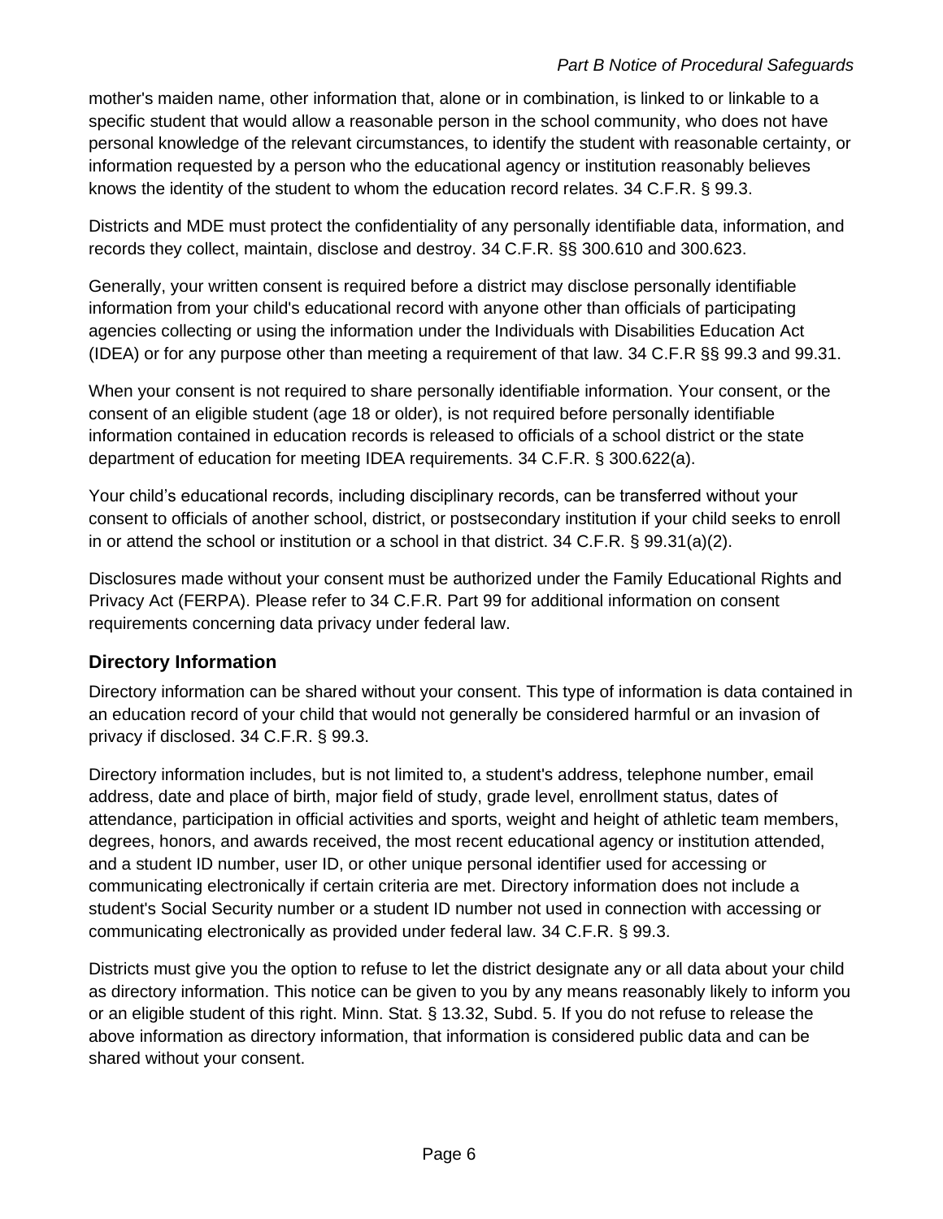mother's maiden name, other information that, alone or in combination, is linked to or linkable to a specific student that would allow a reasonable person in the school community, who does not have personal knowledge of the relevant circumstances, to identify the student with reasonable certainty, or information requested by a person who the educational agency or institution reasonably believes knows the identity of the student to whom the education record relates. 34 C.F.R. § 99.3.

Districts and MDE must protect the confidentiality of any personally identifiable data, information, and records they collect, maintain, disclose and destroy. 34 C.F.R. §§ 300.610 and 300.623.

Generally, your written consent is required before a district may disclose personally identifiable information from your child's educational record with anyone other than officials of participating agencies collecting or using the information under the Individuals with Disabilities Education Act (IDEA) or for any purpose other than meeting a requirement of that law. 34 C.F.R §§ 99.3 and 99.31.

When your consent is not required to share personally identifiable information. Your consent, or the consent of an eligible student (age 18 or older), is not required before personally identifiable information contained in education records is released to officials of a school district or the state department of education for meeting IDEA requirements. 34 C.F.R. § 300.622(a).

Your child's educational records, including disciplinary records, can be transferred without your consent to officials of another school, district, or postsecondary institution if your child seeks to enroll in or attend the school or institution or a school in that district. 34 C.F.R. § 99.31(a)(2).

Disclosures made without your consent must be authorized under the Family Educational Rights and Privacy Act (FERPA). Please refer to 34 C.F.R. Part 99 for additional information on consent requirements concerning data privacy under federal law.

### Directory Information

Directory information can be shared without your consent. This type of information is data contained in an education record of your child that would not generally be considered harmful or an invasion of privacy if disclosed. 34 C.F.R. § 99.3.

Directory information includes, but is not limited to, a student's address, telephone number, email address, date and place of birth, major field of study, grade level, enrollment status, dates of attendance, participation in official activities and sports, weight and height of athletic team members, degrees, honors, and awards received, the most recent educational agency or institution attended, and a student ID number, user ID, or other unique personal identifier used for accessing or communicating electronically if certain criteria are met. Directory information does not include a student's Social Security number or a student ID number not used in connection with accessing or communicating electronically as provided under federal law. 34 C.F.R. § 99.3.

Districts must give you the option to refuse to let the district designate any or all data about your child as directory information. This notice can be given to you by any means reasonably likely to inform you or an eligible student of this right. Minn. Stat. § 13.32, Subd. 5. If you do not refuse to release the above information as directory information, that information is considered public data and can be shared without your consent.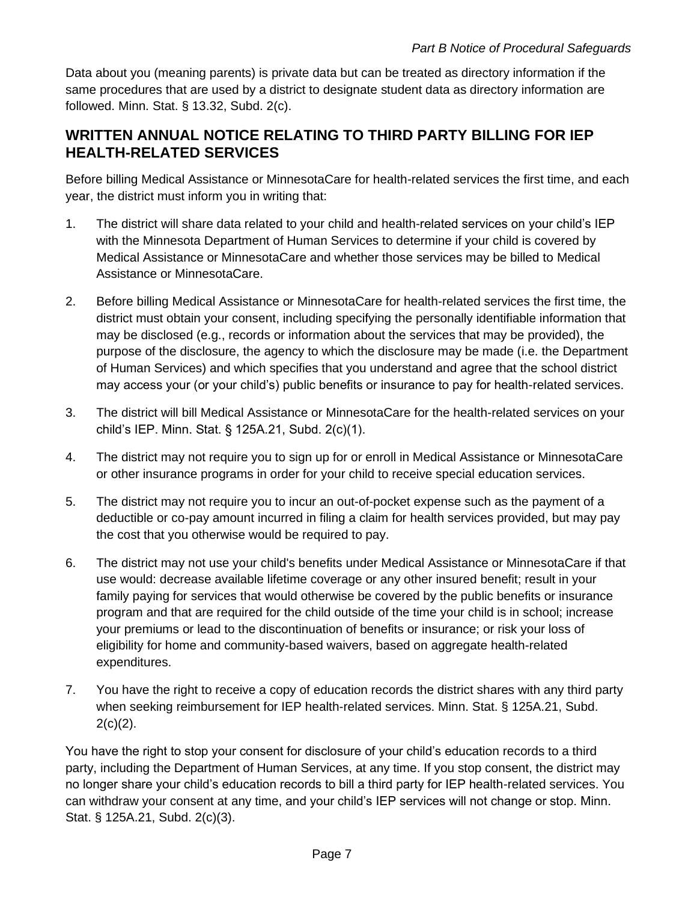Data about you (meaning parents) is private data but can be treated as directory information if the same procedures that are used by a district to designate student data as directory information are followed. Minn. Stat. § 13.32, Subd. 2(c).

## WRITTEN ANNUAL NOTICE RELATING TO THIRD PARTY BILLING FOR IEP HEALTH-RELATED SERVICES

Before billing Medical Assistance or MinnesotaCare for health-related services the first time, and each year, the district must inform you in writing that:

1. The district will share data related to your child and health-related services on your child's IEP with the Minnesota Department of Human Services to determine if your child is covered by Medical Assistance or MinnesotaCare and whether those services may be billed to Medical Assistance or MinnesotaCare.
2. Before billing Medical Assistance or MinnesotaCare for health-related services the first time, the district must obtain your consent, including specifying the personally identifiable information that may be disclosed (e.g., records or information about the services that may be provided), the purpose of the disclosure, the agency to which the disclosure may be made (i.e. the Department of Human Services) and which specifies that you understand and agree that the school district may access your (or your child's) public benefits or insurance to pay for health-related services.
3. The district will bill Medical Assistance or MinnesotaCare for the health-related services on your child's IEP. Minn. Stat. § 125A.21, Subd. 2(c)(1).
4. The district may not require you to sign up for or enroll in Medical Assistance or MinnesotaCare or other insurance programs in order for your child to receive special education services.
5. The district may not require you to incur an out-of-pocket expense such as the payment of a deductible or co-pay amount incurred in filing a claim for health services provided, but may pay the cost that you otherwise would be required to pay.
6. The district may not use your child's benefits under Medical Assistance or MinnesotaCare if that use would: decrease available lifetime coverage or any other insured benefit; result in your family paying for services that would otherwise be covered by the public benefits or insurance program and that are required for the child outside of the time your child is in school; increase your premiums or lead to the discontinuation of benefits or insurance; or risk your loss of eligibility for home and community-based waivers, based on aggregate health-related expenditures.
7. You have the right to receive a copy of education records the district shares with any third party when seeking reimbursement for IEP health-related services. Minn. Stat. § 125A.21, Subd. 2(c)(2).

You have the right to stop your consent for disclosure of your child's education records to a third party, including the Department of Human Services, at any time. If you stop consent, the district may no longer share your child's education records to bill a third party for IEP health-related services. You can withdraw your consent at any time, and your child's IEP services will not change or stop. Minn. Stat. § 125A.21, Subd. 2(c)(3).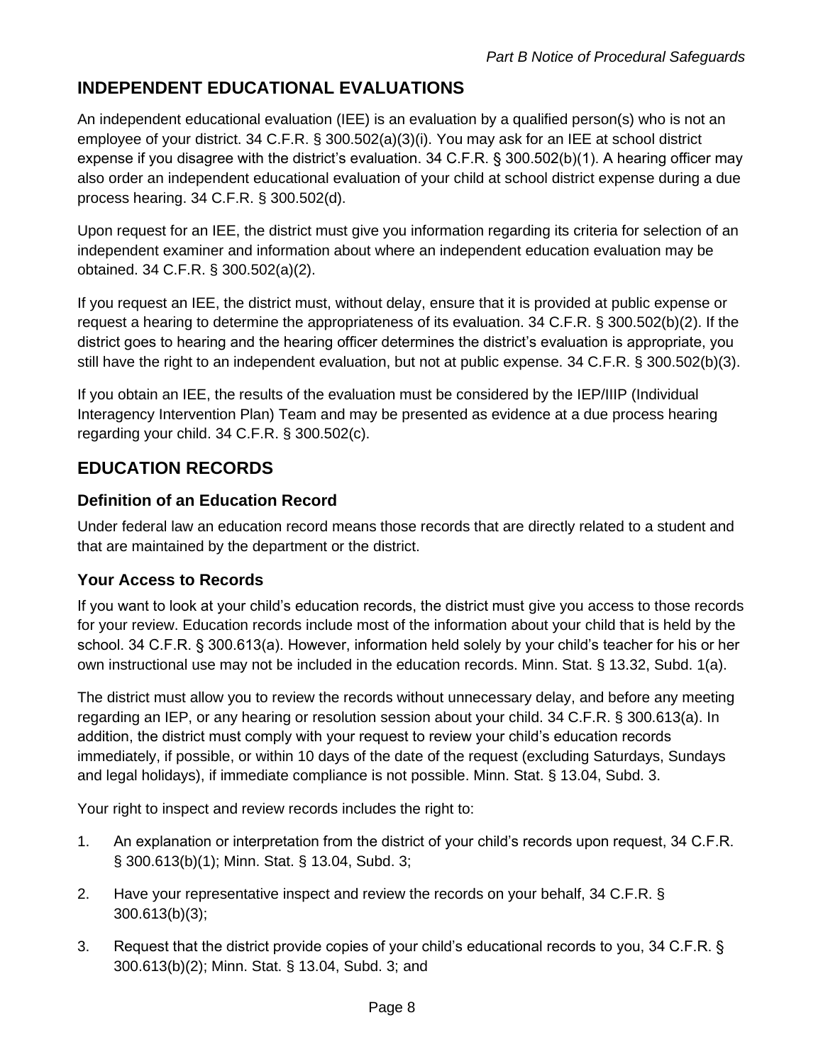## INDEPENDENT EDUCATIONAL EVALUATIONS

An independent educational evaluation (IEE) is an evaluation by a qualified person(s) who is not an employee of your district. 34 C.F.R. § 300.502(a)(3)(i). You may ask for an IEE at school district expense if you disagree with the district's evaluation. 34 C.F.R. § 300.502(b)(1). A hearing officer may also order an independent educational evaluation of your child at school district expense during a due process hearing. 34 C.F.R. § 300.502(d).

Upon request for an IEE, the district must give you information regarding its criteria for selection of an independent examiner and information about where an independent education evaluation may be obtained. 34 C.F.R. § 300.502(a)(2).

If you request an IEE, the district must, without delay, ensure that it is provided at public expense or request a hearing to determine the appropriateness of its evaluation. 34 C.F.R. § 300.502(b)(2). If the district goes to hearing and the hearing officer determines the district's evaluation is appropriate, you still have the right to an independent evaluation, but not at public expense. 34 C.F.R. § 300.502(b)(3).

If you obtain an IEE, the results of the evaluation must be considered by the IEP/IIIP (Individual Interagency Intervention Plan) Team and may be presented as evidence at a due process hearing regarding your child. 34 C.F.R. § 300.502(c).

## EDUCATION RECORDS

### Definition of an Education Record

Under federal law an education record means those records that are directly related to a student and that are maintained by the department or the district.

### Your Access to Records

If you want to look at your child's education records, the district must give you access to those records for your review. Education records include most of the information about your child that is held by the school. 34 C.F.R. § 300.613(a). However, information held solely by your child's teacher for his or her own instructional use may not be included in the education records. Minn. Stat. § 13.32, Subd. 1(a).

The district must allow you to review the records without unnecessary delay, and before any meeting regarding an IEP, or any hearing or resolution session about your child. 34 C.F.R. § 300.613(a). In addition, the district must comply with your request to review your child's education records immediately, if possible, or within 10 days of the date of the request (excluding Saturdays, Sundays and legal holidays), if immediate compliance is not possible. Minn. Stat. § 13.04, Subd. 3.

Your right to inspect and review records includes the right to:

1. An explanation or interpretation from the district of your child's records upon request, 34 C.F.R. § 300.613(b)(1); Minn. Stat. § 13.04, Subd. 3;
2. Have your representative inspect and review the records on your behalf, 34 C.F.R. § 300.613(b)(3);
3. Request that the district provide copies of your child's educational records to you, 34 C.F.R. § 300.613(b)(2); Minn. Stat. § 13.04, Subd. 3; and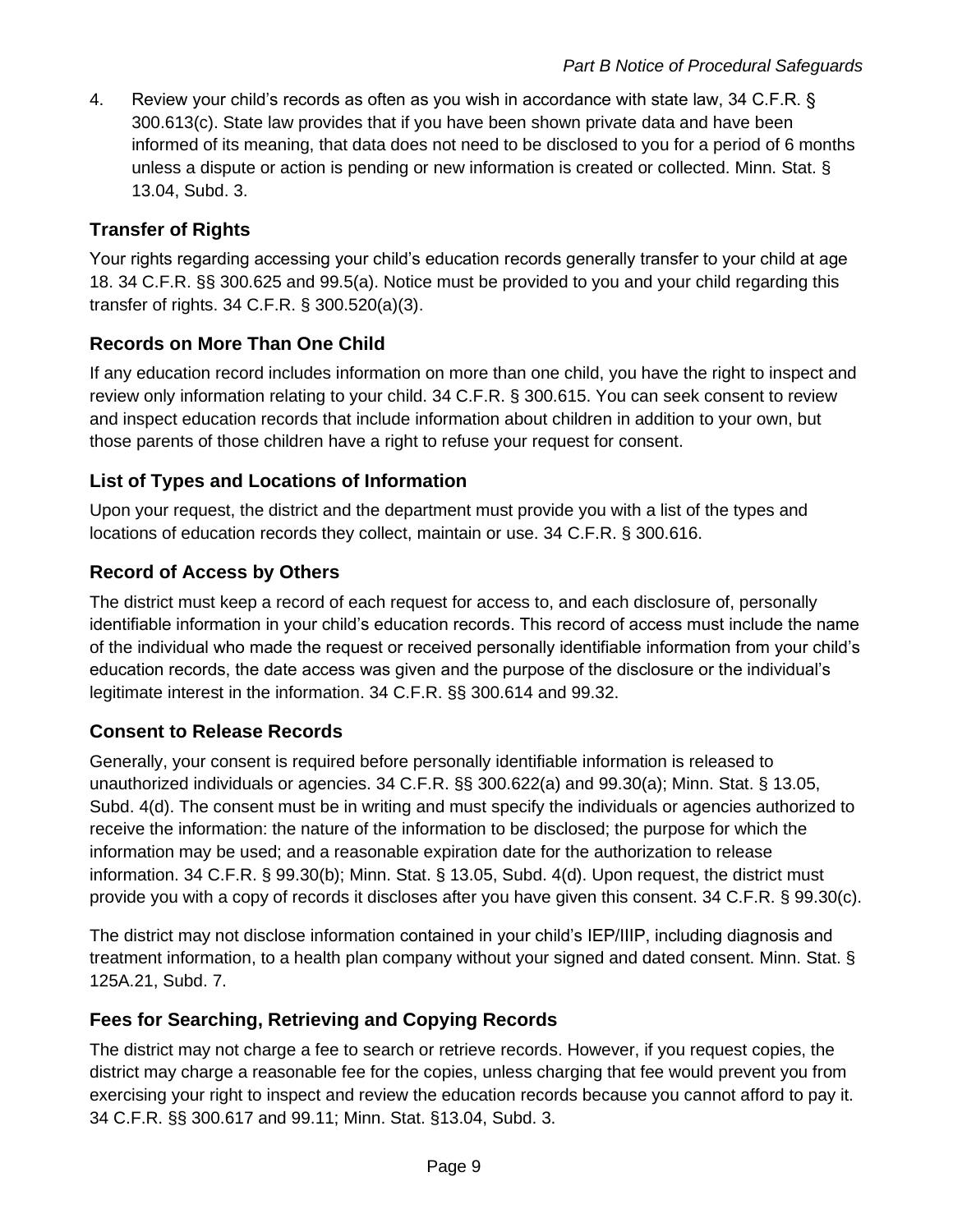4. Review your child's records as often as you wish in accordance with state law, 34 C.F.R. § 300.613(c). State law provides that if you have been shown private data and have been informed of its meaning, that data does not need to be disclosed to you for a period of 6 months unless a dispute or action is pending or new information is created or collected. Minn. Stat. § 13.04, Subd. 3.

### Transfer of Rights

Your rights regarding accessing your child's education records generally transfer to your child at age 18. 34 C.F.R. §§ 300.625 and 99.5(a). Notice must be provided to you and your child regarding this transfer of rights. 34 C.F.R. § 300.520(a)(3).

### Records on More Than One Child

If any education record includes information on more than one child, you have the right to inspect and review only information relating to your child. 34 C.F.R. § 300.615. You can seek consent to review and inspect education records that include information about children in addition to your own, but those parents of those children have a right to refuse your request for consent.

### List of Types and Locations of Information

Upon your request, the district and the department must provide you with a list of the types and locations of education records they collect, maintain or use. 34 C.F.R. § 300.616.

### Record of Access by Others

The district must keep a record of each request for access to, and each disclosure of, personally identifiable information in your child's education records. This record of access must include the name of the individual who made the request or received personally identifiable information from your child's education records, the date access was given and the purpose of the disclosure or the individual's legitimate interest in the information. 34 C.F.R. §§ 300.614 and 99.32.

### Consent to Release Records

Generally, your consent is required before personally identifiable information is released to unauthorized individuals or agencies. 34 C.F.R. §§ 300.622(a) and 99.30(a); Minn. Stat. § 13.05, Subd. 4(d). The consent must be in writing and must specify the individuals or agencies authorized to receive the information: the nature of the information to be disclosed; the purpose for which the information may be used; and a reasonable expiration date for the authorization to release information. 34 C.F.R. § 99.30(b); Minn. Stat. § 13.05, Subd. 4(d). Upon request, the district must provide you with a copy of records it discloses after you have given this consent. 34 C.F.R. § 99.30(c).

The district may not disclose information contained in your child's IEP/IIIP, including diagnosis and treatment information, to a health plan company without your signed and dated consent. Minn. Stat. § 125A.21, Subd. 7.

### Fees for Searching, Retrieving and Copying Records

The district may not charge a fee to search or retrieve records. However, if you request copies, the district may charge a reasonable fee for the copies, unless charging that fee would prevent you from exercising your right to inspect and review the education records because you cannot afford to pay it. 34 C.F.R. §§ 300.617 and 99.11; Minn. Stat. §13.04, Subd. 3.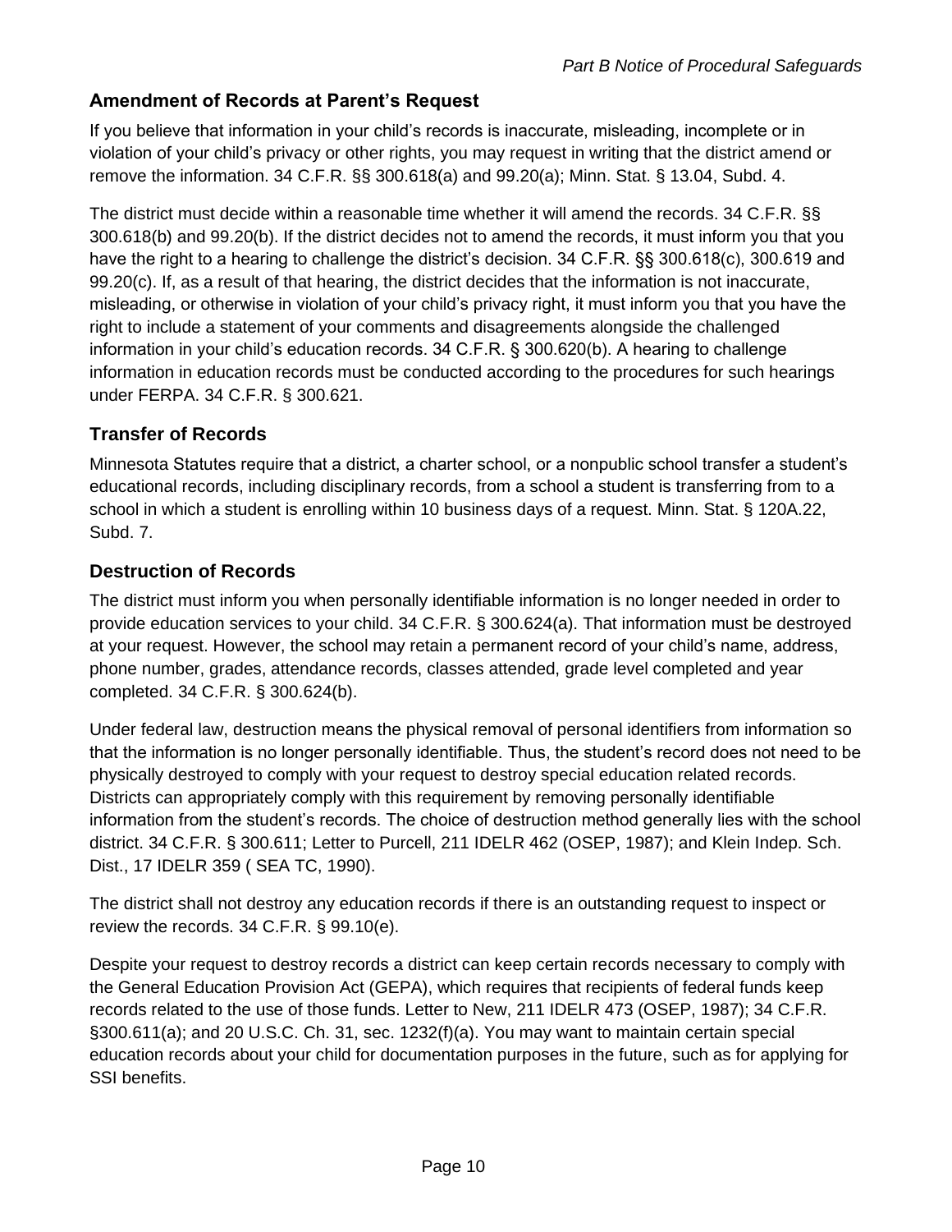### Amendment of Records at Parent's Request

If you believe that information in your child's records is inaccurate, misleading, incomplete or in violation of your child's privacy or other rights, you may request in writing that the district amend or remove the information. 34 C.F.R. §§ 300.618(a) and 99.20(a); Minn. Stat. § 13.04, Subd. 4.

The district must decide within a reasonable time whether it will amend the records. 34 C.F.R. §§ 300.618(b) and 99.20(b). If the district decides not to amend the records, it must inform you that you have the right to a hearing to challenge the district's decision. 34 C.F.R. §§ 300.618(c), 300.619 and 99.20(c). If, as a result of that hearing, the district decides that the information is not inaccurate, misleading, or otherwise in violation of your child's privacy right, it must inform you that you have the right to include a statement of your comments and disagreements alongside the challenged information in your child's education records. 34 C.F.R. § 300.620(b). A hearing to challenge information in education records must be conducted according to the procedures for such hearings under FERPA. 34 C.F.R. § 300.621.

### Transfer of Records

Minnesota Statutes require that a district, a charter school, or a nonpublic school transfer a student's educational records, including disciplinary records, from a school a student is transferring from to a school in which a student is enrolling within 10 business days of a request. Minn. Stat. § 120A.22, Subd. 7.

### Destruction of Records

The district must inform you when personally identifiable information is no longer needed in order to provide education services to your child. 34 C.F.R. § 300.624(a). That information must be destroyed at your request. However, the school may retain a permanent record of your child's name, address, phone number, grades, attendance records, classes attended, grade level completed and year completed. 34 C.F.R. § 300.624(b).

Under federal law, destruction means the physical removal of personal identifiers from information so that the information is no longer personally identifiable. Thus, the student's record does not need to be physically destroyed to comply with your request to destroy special education related records. Districts can appropriately comply with this requirement by removing personally identifiable information from the student's records. The choice of destruction method generally lies with the school district. 34 C.F.R. § 300.611; Letter to Purcell, 211 IDELR 462 (OSEP, 1987); and Klein Indep. Sch. Dist., 17 IDELR 359 ( SEA TC, 1990).

The district shall not destroy any education records if there is an outstanding request to inspect or review the records. 34 C.F.R. § 99.10(e).

Despite your request to destroy records a district can keep certain records necessary to comply with the General Education Provision Act (GEPA), which requires that recipients of federal funds keep records related to the use of those funds. Letter to New, 211 IDELR 473 (OSEP, 1987); 34 C.F.R. §300.611(a); and 20 U.S.C. Ch. 31, sec. 1232(f)(a). You may want to maintain certain special education records about your child for documentation purposes in the future, such as for applying for SSI benefits.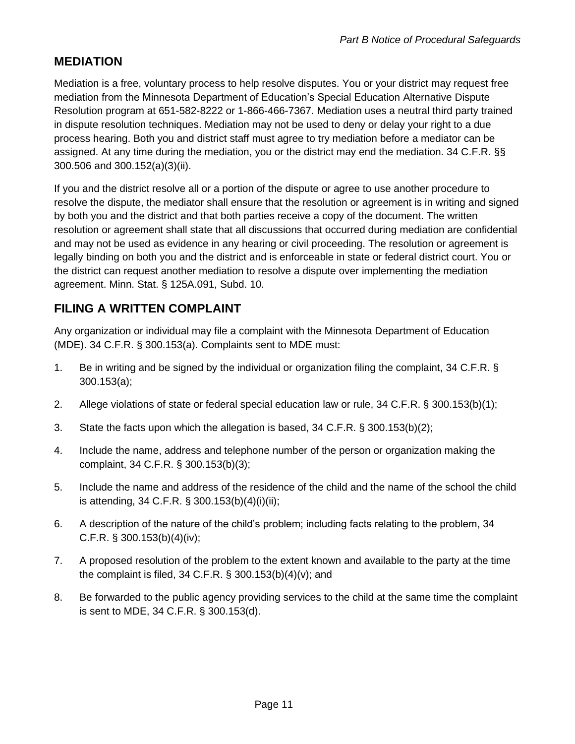## MEDIATION

Mediation is a free, voluntary process to help resolve disputes. You or your district may request free mediation from the Minnesota Department of Education's Special Education Alternative Dispute Resolution program at 651-582-8222 or 1-866-466-7367. Mediation uses a neutral third party trained in dispute resolution techniques. Mediation may not be used to deny or delay your right to a due process hearing. Both you and district staff must agree to try mediation before a mediator can be assigned. At any time during the mediation, you or the district may end the mediation. 34 C.F.R. §§ 300.506 and 300.152(a)(3)(ii).

If you and the district resolve all or a portion of the dispute or agree to use another procedure to resolve the dispute, the mediator shall ensure that the resolution or agreement is in writing and signed by both you and the district and that both parties receive a copy of the document. The written resolution or agreement shall state that all discussions that occurred during mediation are confidential and may not be used as evidence in any hearing or civil proceeding. The resolution or agreement is legally binding on both you and the district and is enforceable in state or federal district court. You or the district can request another mediation to resolve a dispute over implementing the mediation agreement. Minn. Stat. § 125A.091, Subd. 10.

## FILING A WRITTEN COMPLAINT

Any organization or individual may file a complaint with the Minnesota Department of Education (MDE). 34 C.F.R. § 300.153(a). Complaints sent to MDE must:

1. Be in writing and be signed by the individual or organization filing the complaint, 34 C.F.R. § 300.153(a);
2. Allege violations of state or federal special education law or rule, 34 C.F.R. § 300.153(b)(1);
3. State the facts upon which the allegation is based, 34 C.F.R. § 300.153(b)(2);
4. Include the name, address and telephone number of the person or organization making the complaint, 34 C.F.R. § 300.153(b)(3);
5. Include the name and address of the residence of the child and the name of the school the child is attending, 34 C.F.R. § 300.153(b)(4)(i)(ii);
6. A description of the nature of the child's problem; including facts relating to the problem, 34 C.F.R. § 300.153(b)(4)(iv);
7. A proposed resolution of the problem to the extent known and available to the party at the time the complaint is filed, 34 C.F.R. § 300.153(b)(4)(v); and
8. Be forwarded to the public agency providing services to the child at the same time the complaint is sent to MDE, 34 C.F.R. § 300.153(d).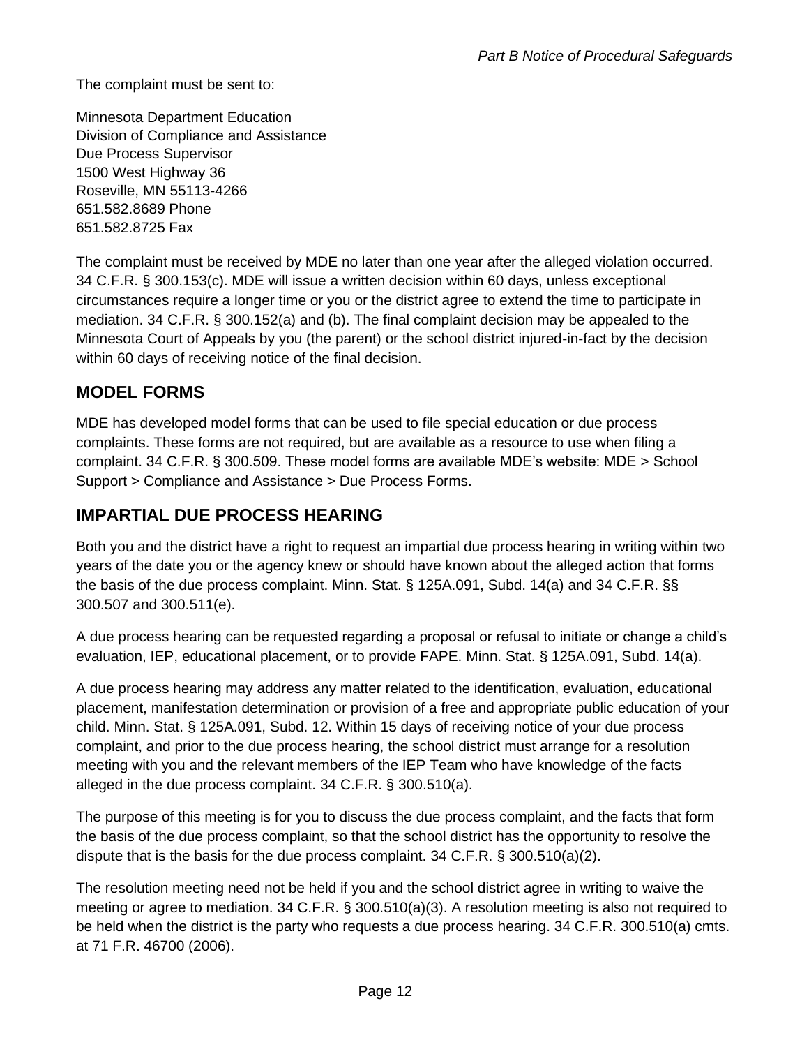The complaint must be sent to:

Minnesota Department Education
Division of Compliance and Assistance
Due Process Supervisor
1500 West Highway 36
Roseville, MN 55113-4266
651.582.8689 Phone
651.582.8725 Fax

The complaint must be received by MDE no later than one year after the alleged violation occurred. 34 C.F.R. § 300.153(c). MDE will issue a written decision within 60 days, unless exceptional circumstances require a longer time or you or the district agree to extend the time to participate in mediation. 34 C.F.R. § 300.152(a) and (b). The final complaint decision may be appealed to the Minnesota Court of Appeals by you (the parent) or the school district injured-in-fact by the decision within 60 days of receiving notice of the final decision.

## MODEL FORMS

MDE has developed model forms that can be used to file special education or due process complaints. These forms are not required, but are available as a resource to use when filing a complaint. 34 C.F.R. § 300.509. These model forms are available MDE's website: MDE > School Support > Compliance and Assistance > Due Process Forms.

## IMPARTIAL DUE PROCESS HEARING

Both you and the district have a right to request an impartial due process hearing in writing within two years of the date you or the agency knew or should have known about the alleged action that forms the basis of the due process complaint. Minn. Stat. § 125A.091, Subd. 14(a) and 34 C.F.R. §§ 300.507 and 300.511(e).

A due process hearing can be requested regarding a proposal or refusal to initiate or change a child's evaluation, IEP, educational placement, or to provide FAPE. Minn. Stat. § 125A.091, Subd. 14(a).

A due process hearing may address any matter related to the identification, evaluation, educational placement, manifestation determination or provision of a free and appropriate public education of your child. Minn. Stat. § 125A.091, Subd. 12. Within 15 days of receiving notice of your due process complaint, and prior to the due process hearing, the school district must arrange for a resolution meeting with you and the relevant members of the IEP Team who have knowledge of the facts alleged in the due process complaint. 34 C.F.R. § 300.510(a).

The purpose of this meeting is for you to discuss the due process complaint, and the facts that form the basis of the due process complaint, so that the school district has the opportunity to resolve the dispute that is the basis for the due process complaint. 34 C.F.R. § 300.510(a)(2).

The resolution meeting need not be held if you and the school district agree in writing to waive the meeting or agree to mediation. 34 C.F.R. § 300.510(a)(3). A resolution meeting is also not required to be held when the district is the party who requests a due process hearing. 34 C.F.R. 300.510(a) cmts. at 71 F.R. 46700 (2006).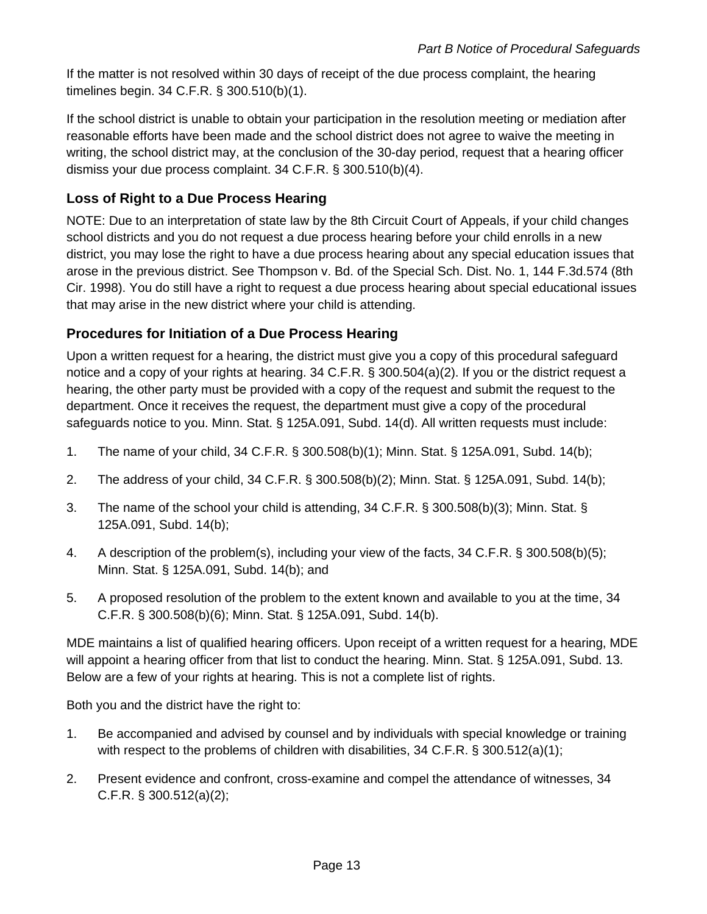If the matter is not resolved within 30 days of receipt of the due process complaint, the hearing timelines begin. 34 C.F.R. § 300.510(b)(1).

If the school district is unable to obtain your participation in the resolution meeting or mediation after reasonable efforts have been made and the school district does not agree to waive the meeting in writing, the school district may, at the conclusion of the 30-day period, request that a hearing officer dismiss your due process complaint. 34 C.F.R. § 300.510(b)(4).

### Loss of Right to a Due Process Hearing

NOTE: Due to an interpretation of state law by the 8th Circuit Court of Appeals, if your child changes school districts and you do not request a due process hearing before your child enrolls in a new district, you may lose the right to have a due process hearing about any special education issues that arose in the previous district. See Thompson v. Bd. of the Special Sch. Dist. No. 1, 144 F.3d.574 (8th Cir. 1998). You do still have a right to request a due process hearing about special educational issues that may arise in the new district where your child is attending.

### Procedures for Initiation of a Due Process Hearing

Upon a written request for a hearing, the district must give you a copy of this procedural safeguard notice and a copy of your rights at hearing. 34 C.F.R. § 300.504(a)(2). If you or the district request a hearing, the other party must be provided with a copy of the request and submit the request to the department. Once it receives the request, the department must give a copy of the procedural safeguards notice to you. Minn. Stat. § 125A.091, Subd. 14(d). All written requests must include:

1. The name of your child, 34 C.F.R. § 300.508(b)(1); Minn. Stat. § 125A.091, Subd. 14(b);
2. The address of your child, 34 C.F.R. § 300.508(b)(2); Minn. Stat. § 125A.091, Subd. 14(b);
3. The name of the school your child is attending, 34 C.F.R. § 300.508(b)(3); Minn. Stat. § 125A.091, Subd. 14(b);
4. A description of the problem(s), including your view of the facts, 34 C.F.R. § 300.508(b)(5); Minn. Stat. § 125A.091, Subd. 14(b); and
5. A proposed resolution of the problem to the extent known and available to you at the time, 34 C.F.R. § 300.508(b)(6); Minn. Stat. § 125A.091, Subd. 14(b).

MDE maintains a list of qualified hearing officers. Upon receipt of a written request for a hearing, MDE will appoint a hearing officer from that list to conduct the hearing. Minn. Stat. § 125A.091, Subd. 13. Below are a few of your rights at hearing. This is not a complete list of rights.

Both you and the district have the right to:

1. Be accompanied and advised by counsel and by individuals with special knowledge or training with respect to the problems of children with disabilities, 34 C.F.R. § 300.512(a)(1);
2. Present evidence and confront, cross-examine and compel the attendance of witnesses, 34 C.F.R. § 300.512(a)(2);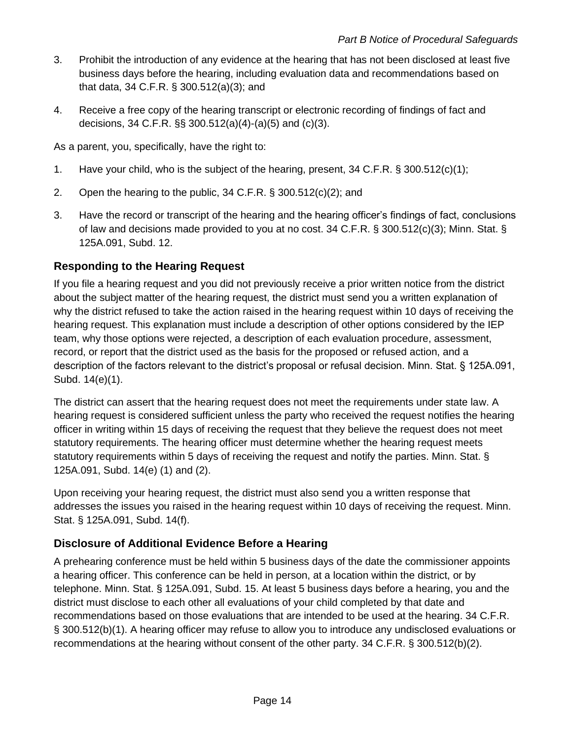3. Prohibit the introduction of any evidence at the hearing that has not been disclosed at least five business days before the hearing, including evaluation data and recommendations based on that data, 34 C.F.R. § 300.512(a)(3); and
4. Receive a free copy of the hearing transcript or electronic recording of findings of fact and decisions, 34 C.F.R. §§ 300.512(a)(4)-(a)(5) and (c)(3).

As a parent, you, specifically, have the right to:

1. Have your child, who is the subject of the hearing, present, 34 C.F.R. § 300.512(c)(1);
2. Open the hearing to the public, 34 C.F.R. § 300.512(c)(2); and
3. Have the record or transcript of the hearing and the hearing officer's findings of fact, conclusions of law and decisions made provided to you at no cost. 34 C.F.R. § 300.512(c)(3); Minn. Stat. § 125A.091, Subd. 12.

### Responding to the Hearing Request

If you file a hearing request and you did not previously receive a prior written notice from the district about the subject matter of the hearing request, the district must send you a written explanation of why the district refused to take the action raised in the hearing request within 10 days of receiving the hearing request. This explanation must include a description of other options considered by the IEP team, why those options were rejected, a description of each evaluation procedure, assessment, record, or report that the district used as the basis for the proposed or refused action, and a description of the factors relevant to the district's proposal or refusal decision. Minn. Stat. § 125A.091, Subd. 14(e)(1).

The district can assert that the hearing request does not meet the requirements under state law. A hearing request is considered sufficient unless the party who received the request notifies the hearing officer in writing within 15 days of receiving the request that they believe the request does not meet statutory requirements. The hearing officer must determine whether the hearing request meets statutory requirements within 5 days of receiving the request and notify the parties. Minn. Stat. § 125A.091, Subd. 14(e) (1) and (2).

Upon receiving your hearing request, the district must also send you a written response that addresses the issues you raised in the hearing request within 10 days of receiving the request. Minn. Stat. § 125A.091, Subd. 14(f).

### Disclosure of Additional Evidence Before a Hearing

A prehearing conference must be held within 5 business days of the date the commissioner appoints a hearing officer. This conference can be held in person, at a location within the district, or by telephone. Minn. Stat. § 125A.091, Subd. 15. At least 5 business days before a hearing, you and the district must disclose to each other all evaluations of your child completed by that date and recommendations based on those evaluations that are intended to be used at the hearing. 34 C.F.R. § 300.512(b)(1). A hearing officer may refuse to allow you to introduce any undisclosed evaluations or recommendations at the hearing without consent of the other party. 34 C.F.R. § 300.512(b)(2).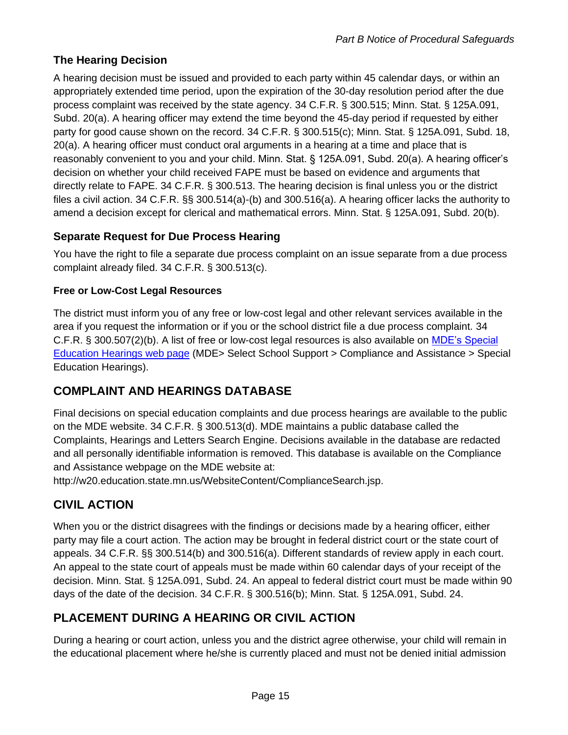### The Hearing Decision

A hearing decision must be issued and provided to each party within 45 calendar days, or within an appropriately extended time period, upon the expiration of the 30-day resolution period after the due process complaint was received by the state agency. 34 C.F.R. § 300.515; Minn. Stat. § 125A.091, Subd. 20(a). A hearing officer may extend the time beyond the 45-day period if requested by either party for good cause shown on the record. 34 C.F.R. § 300.515(c); Minn. Stat. § 125A.091, Subd. 18, 20(a). A hearing officer must conduct oral arguments in a hearing at a time and place that is reasonably convenient to you and your child. Minn. Stat. § 125A.091, Subd. 20(a). A hearing officer's decision on whether your child received FAPE must be based on evidence and arguments that directly relate to FAPE. 34 C.F.R. § 300.513. The hearing decision is final unless you or the district files a civil action. 34 C.F.R. §§ 300.514(a)-(b) and 300.516(a). A hearing officer lacks the authority to amend a decision except for clerical and mathematical errors. Minn. Stat. § 125A.091, Subd. 20(b).

### Separate Request for Due Process Hearing

You have the right to file a separate due process complaint on an issue separate from a due process complaint already filed. 34 C.F.R. § 300.513(c).

#### Free or Low-Cost Legal Resources

The district must inform you of any free or low-cost legal and other relevant services available in the area if you request the information or if you or the school district file a due process complaint. 34 C.F.R. § 300.507(2)(b). A list of free or low-cost legal resources is also available on MDE's Special Education Hearings web page (MDE> Select School Support > Compliance and Assistance > Special Education Hearings).

## COMPLAINT AND HEARINGS DATABASE

Final decisions on special education complaints and due process hearings are available to the public on the MDE website. 34 C.F.R. § 300.513(d). MDE maintains a public database called the Complaints, Hearings and Letters Search Engine. Decisions available in the database are redacted and all personally identifiable information is removed. This database is available on the Compliance and Assistance webpage on the MDE website at: http://w20.education.state.mn.us/WebsiteContent/ComplianceSearch.jsp.

## CIVIL ACTION

When you or the district disagrees with the findings or decisions made by a hearing officer, either party may file a court action. The action may be brought in federal district court or the state court of appeals. 34 C.F.R. §§ 300.514(b) and 300.516(a). Different standards of review apply in each court. An appeal to the state court of appeals must be made within 60 calendar days of your receipt of the decision. Minn. Stat. § 125A.091, Subd. 24. An appeal to federal district court must be made within 90 days of the date of the decision. 34 C.F.R. § 300.516(b); Minn. Stat. § 125A.091, Subd. 24.

## PLACEMENT DURING A HEARING OR CIVIL ACTION

During a hearing or court action, unless you and the district agree otherwise, your child will remain in the educational placement where he/she is currently placed and must not be denied initial admission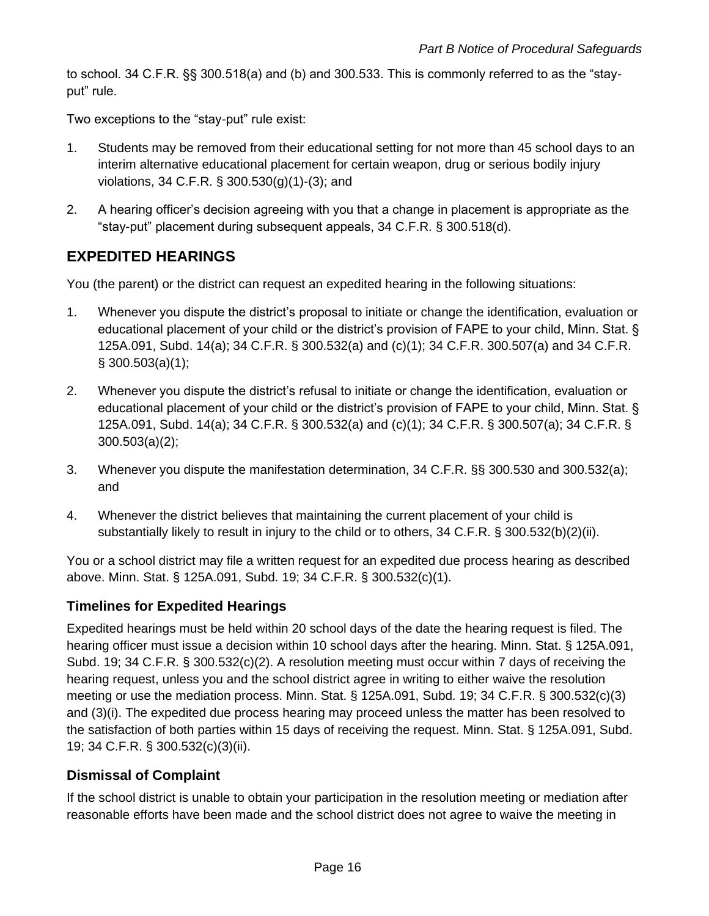to school. 34 C.F.R. §§ 300.518(a) and (b) and 300.533. This is commonly referred to as the "stay-put" rule.

Two exceptions to the "stay-put" rule exist:

1. Students may be removed from their educational setting for not more than 45 school days to an interim alternative educational placement for certain weapon, drug or serious bodily injury violations, 34 C.F.R. § 300.530(g)(1)-(3); and
2. A hearing officer's decision agreeing with you that a change in placement is appropriate as the "stay-put" placement during subsequent appeals, 34 C.F.R. § 300.518(d).

## EXPEDITED HEARINGS

You (the parent) or the district can request an expedited hearing in the following situations:

1. Whenever you dispute the district's proposal to initiate or change the identification, evaluation or educational placement of your child or the district's provision of FAPE to your child, Minn. Stat. § 125A.091, Subd. 14(a); 34 C.F.R. § 300.532(a) and (c)(1); 34 C.F.R. 300.507(a) and 34 C.F.R. § 300.503(a)(1);
2. Whenever you dispute the district's refusal to initiate or change the identification, evaluation or educational placement of your child or the district's provision of FAPE to your child, Minn. Stat. § 125A.091, Subd. 14(a); 34 C.F.R. § 300.532(a) and (c)(1); 34 C.F.R. § 300.507(a); 34 C.F.R. § 300.503(a)(2);
3. Whenever you dispute the manifestation determination, 34 C.F.R. §§ 300.530 and 300.532(a); and
4. Whenever the district believes that maintaining the current placement of your child is substantially likely to result in injury to the child or to others, 34 C.F.R. § 300.532(b)(2)(ii).

You or a school district may file a written request for an expedited due process hearing as described above. Minn. Stat. § 125A.091, Subd. 19; 34 C.F.R. § 300.532(c)(1).

### Timelines for Expedited Hearings

Expedited hearings must be held within 20 school days of the date the hearing request is filed. The hearing officer must issue a decision within 10 school days after the hearing. Minn. Stat. § 125A.091, Subd. 19; 34 C.F.R. § 300.532(c)(2). A resolution meeting must occur within 7 days of receiving the hearing request, unless you and the school district agree in writing to either waive the resolution meeting or use the mediation process. Minn. Stat. § 125A.091, Subd. 19; 34 C.F.R. § 300.532(c)(3) and (3)(i). The expedited due process hearing may proceed unless the matter has been resolved to the satisfaction of both parties within 15 days of receiving the request. Minn. Stat. § 125A.091, Subd. 19; 34 C.F.R. § 300.532(c)(3)(ii).

### Dismissal of Complaint

If the school district is unable to obtain your participation in the resolution meeting or mediation after reasonable efforts have been made and the school district does not agree to waive the meeting in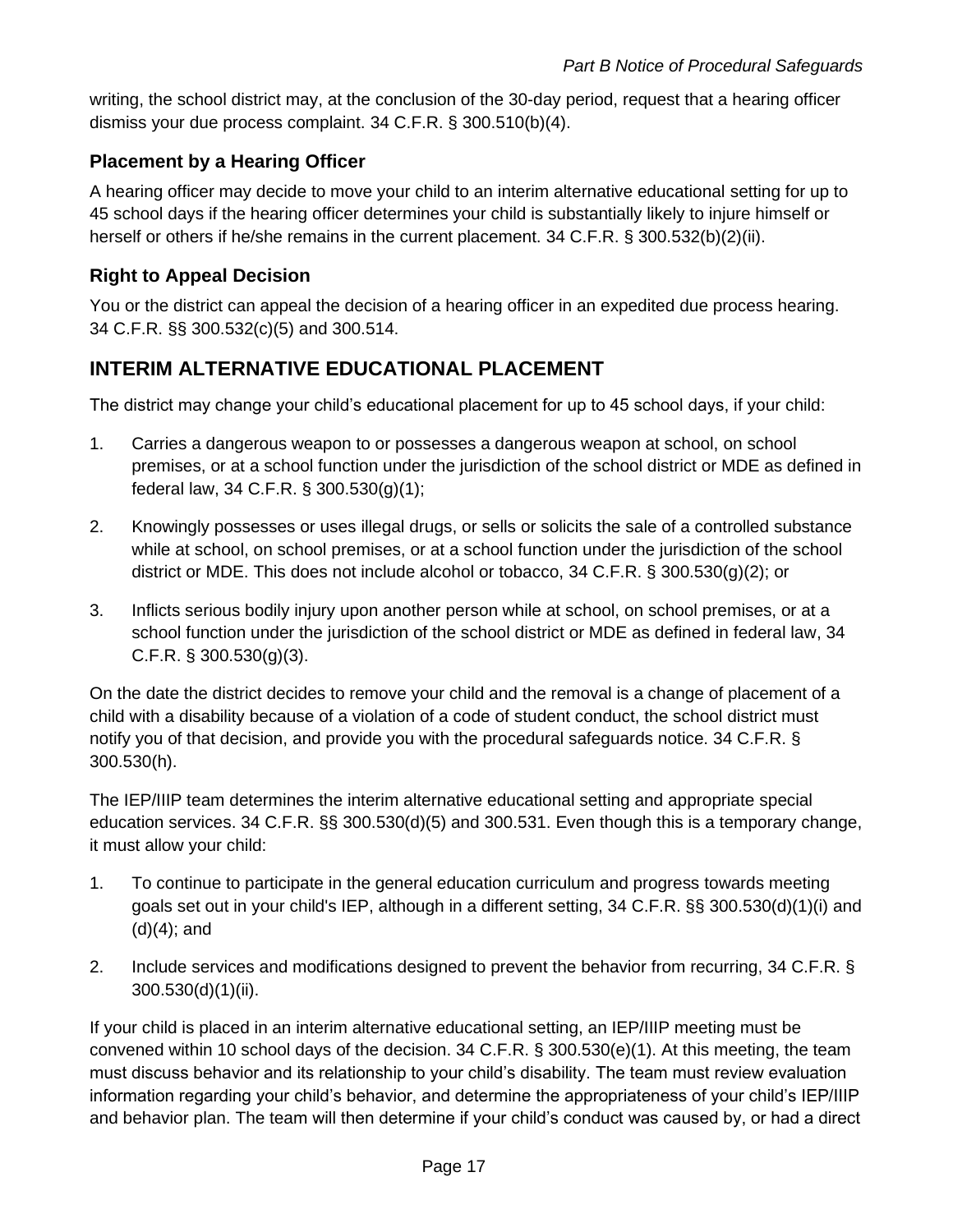writing, the school district may, at the conclusion of the 30-day period, request that a hearing officer dismiss your due process complaint. 34 C.F.R. § 300.510(b)(4).

### Placement by a Hearing Officer

A hearing officer may decide to move your child to an interim alternative educational setting for up to 45 school days if the hearing officer determines your child is substantially likely to injure himself or herself or others if he/she remains in the current placement. 34 C.F.R. § 300.532(b)(2)(ii).

### Right to Appeal Decision

You or the district can appeal the decision of a hearing officer in an expedited due process hearing. 34 C.F.R. §§ 300.532(c)(5) and 300.514.

## INTERIM ALTERNATIVE EDUCATIONAL PLACEMENT

The district may change your child's educational placement for up to 45 school days, if your child:

1. Carries a dangerous weapon to or possesses a dangerous weapon at school, on school premises, or at a school function under the jurisdiction of the school district or MDE as defined in federal law, 34 C.F.R. § 300.530(g)(1);
2. Knowingly possesses or uses illegal drugs, or sells or solicits the sale of a controlled substance while at school, on school premises, or at a school function under the jurisdiction of the school district or MDE. This does not include alcohol or tobacco, 34 C.F.R. § 300.530(g)(2); or
3. Inflicts serious bodily injury upon another person while at school, on school premises, or at a school function under the jurisdiction of the school district or MDE as defined in federal law, 34 C.F.R. § 300.530(g)(3).

On the date the district decides to remove your child and the removal is a change of placement of a child with a disability because of a violation of a code of student conduct, the school district must notify you of that decision, and provide you with the procedural safeguards notice. 34 C.F.R. § 300.530(h).

The IEP/IIIP team determines the interim alternative educational setting and appropriate special education services. 34 C.F.R. §§ 300.530(d)(5) and 300.531. Even though this is a temporary change, it must allow your child:

1. To continue to participate in the general education curriculum and progress towards meeting goals set out in your child's IEP, although in a different setting, 34 C.F.R. §§ 300.530(d)(1)(i) and (d)(4); and
2. Include services and modifications designed to prevent the behavior from recurring, 34 C.F.R. § 300.530(d)(1)(ii).

If your child is placed in an interim alternative educational setting, an IEP/IIIP meeting must be convened within 10 school days of the decision. 34 C.F.R. § 300.530(e)(1). At this meeting, the team must discuss behavior and its relationship to your child's disability. The team must review evaluation information regarding your child's behavior, and determine the appropriateness of your child's IEP/IIIP and behavior plan. The team will then determine if your child's conduct was caused by, or had a direct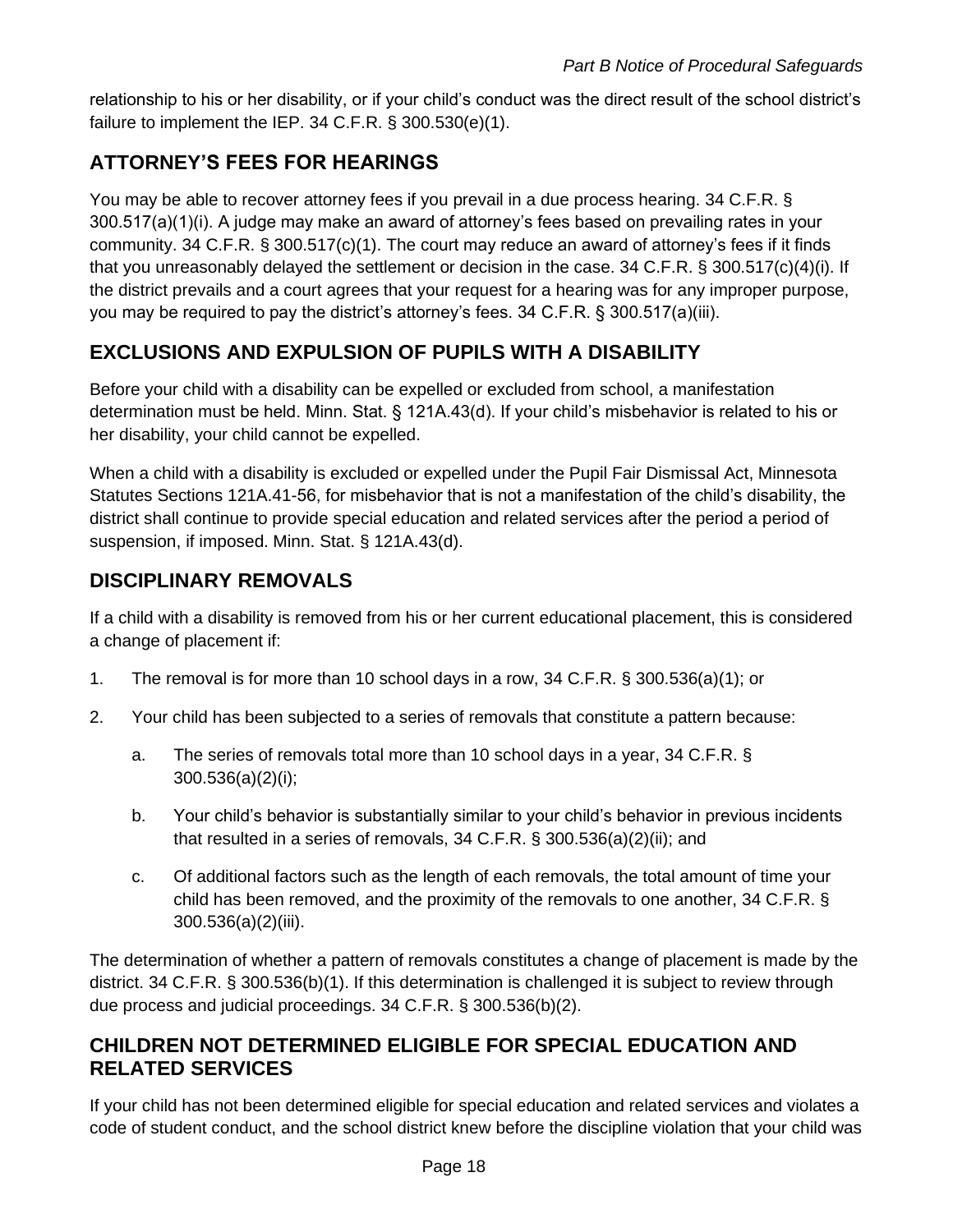relationship to his or her disability, or if your child's conduct was the direct result of the school district's failure to implement the IEP. 34 C.F.R. § 300.530(e)(1).

## ATTORNEY'S FEES FOR HEARINGS

You may be able to recover attorney fees if you prevail in a due process hearing. 34 C.F.R. § 300.517(a)(1)(i). A judge may make an award of attorney's fees based on prevailing rates in your community. 34 C.F.R. § 300.517(c)(1). The court may reduce an award of attorney's fees if it finds that you unreasonably delayed the settlement or decision in the case. 34 C.F.R. § 300.517(c)(4)(i). If the district prevails and a court agrees that your request for a hearing was for any improper purpose, you may be required to pay the district's attorney's fees. 34 C.F.R. § 300.517(a)(iii).

## EXCLUSIONS AND EXPULSION OF PUPILS WITH A DISABILITY

Before your child with a disability can be expelled or excluded from school, a manifestation determination must be held. Minn. Stat. § 121A.43(d). If your child's misbehavior is related to his or her disability, your child cannot be expelled.

When a child with a disability is excluded or expelled under the Pupil Fair Dismissal Act, Minnesota Statutes Sections 121A.41-56, for misbehavior that is not a manifestation of the child's disability, the district shall continue to provide special education and related services after the period a period of suspension, if imposed. Minn. Stat. § 121A.43(d).

## DISCIPLINARY REMOVALS

If a child with a disability is removed from his or her current educational placement, this is considered a change of placement if:

1. The removal is for more than 10 school days in a row, 34 C.F.R. § 300.536(a)(1); or
2. Your child has been subjected to a series of removals that constitute a pattern because:
   a. The series of removals total more than 10 school days in a year, 34 C.F.R. § 300.536(a)(2)(i);
   b. Your child's behavior is substantially similar to your child's behavior in previous incidents that resulted in a series of removals, 34 C.F.R. § 300.536(a)(2)(ii); and
   c. Of additional factors such as the length of each removals, the total amount of time your child has been removed, and the proximity of the removals to one another, 34 C.F.R. § 300.536(a)(2)(iii).

The determination of whether a pattern of removals constitutes a change of placement is made by the district. 34 C.F.R. § 300.536(b)(1). If this determination is challenged it is subject to review through due process and judicial proceedings. 34 C.F.R. § 300.536(b)(2).

## CHILDREN NOT DETERMINED ELIGIBLE FOR SPECIAL EDUCATION AND RELATED SERVICES

If your child has not been determined eligible for special education and related services and violates a code of student conduct, and the school district knew before the discipline violation that your child was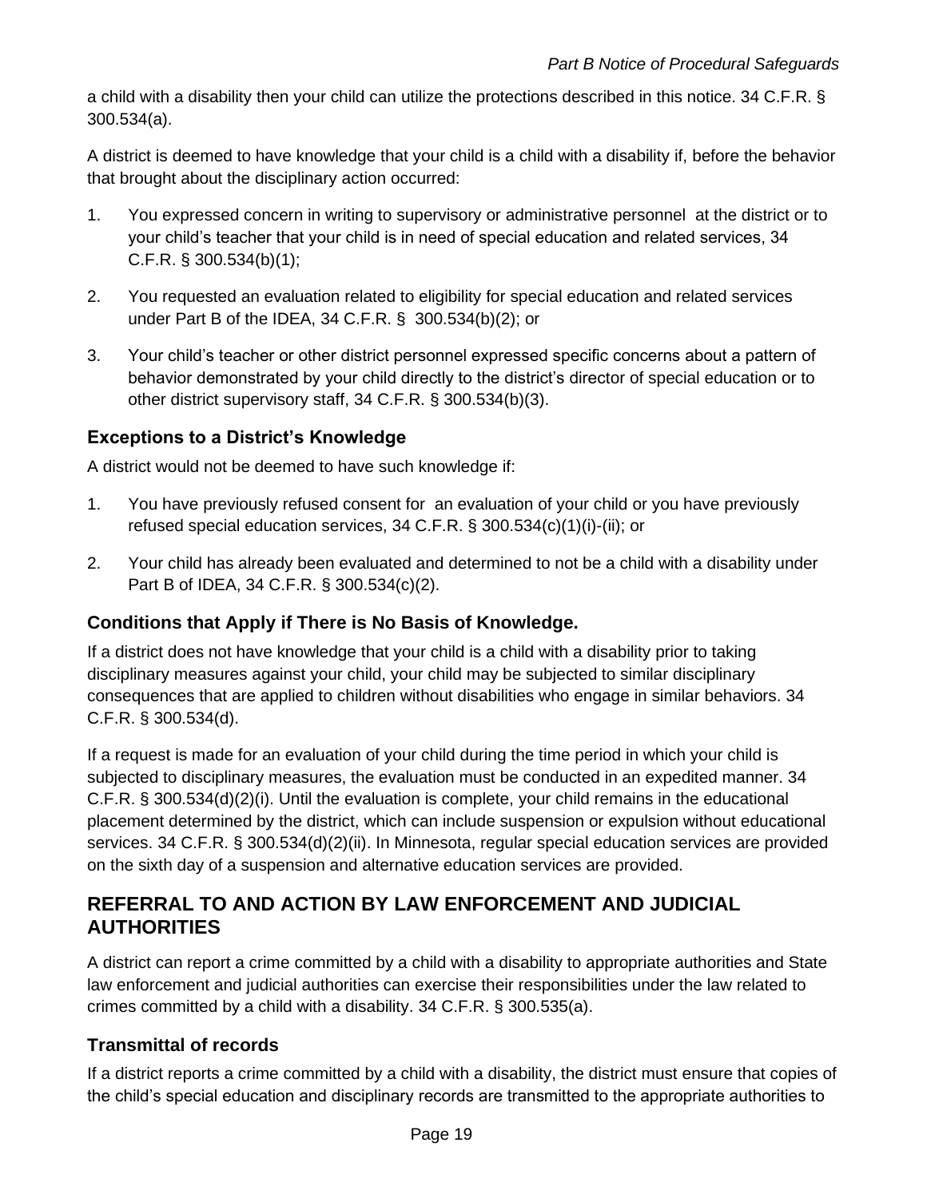a child with a disability then your child can utilize the protections described in this notice. 34 C.F.R. § 300.534(a).

A district is deemed to have knowledge that your child is a child with a disability if, before the behavior that brought about the disciplinary action occurred:

1. You expressed concern in writing to supervisory or administrative personnel at the district or to your child's teacher that your child is in need of special education and related services, 34 C.F.R. § 300.534(b)(1);
2. You requested an evaluation related to eligibility for special education and related services under Part B of the IDEA, 34 C.F.R. § 300.534(b)(2); or
3. Your child's teacher or other district personnel expressed specific concerns about a pattern of behavior demonstrated by your child directly to the district's director of special education or to other district supervisory staff, 34 C.F.R. § 300.534(b)(3).

### Exceptions to a District's Knowledge

A district would not be deemed to have such knowledge if:

1. You have previously refused consent for an evaluation of your child or you have previously refused special education services, 34 C.F.R. § 300.534(c)(1)(i)-(ii); or
2. Your child has already been evaluated and determined to not be a child with a disability under Part B of IDEA, 34 C.F.R. § 300.534(c)(2).

### Conditions that Apply if There is No Basis of Knowledge.

If a district does not have knowledge that your child is a child with a disability prior to taking disciplinary measures against your child, your child may be subjected to similar disciplinary consequences that are applied to children without disabilities who engage in similar behaviors. 34 C.F.R. § 300.534(d).

If a request is made for an evaluation of your child during the time period in which your child is subjected to disciplinary measures, the evaluation must be conducted in an expedited manner. 34 C.F.R. § 300.534(d)(2)(i). Until the evaluation is complete, your child remains in the educational placement determined by the district, which can include suspension or expulsion without educational services. 34 C.F.R. § 300.534(d)(2)(ii). In Minnesota, regular special education services are provided on the sixth day of a suspension and alternative education services are provided.

## REFERRAL TO AND ACTION BY LAW ENFORCEMENT AND JUDICIAL AUTHORITIES

A district can report a crime committed by a child with a disability to appropriate authorities and State law enforcement and judicial authorities can exercise their responsibilities under the law related to crimes committed by a child with a disability. 34 C.F.R. § 300.535(a).

### Transmittal of records

If a district reports a crime committed by a child with a disability, the district must ensure that copies of the child's special education and disciplinary records are transmitted to the appropriate authorities to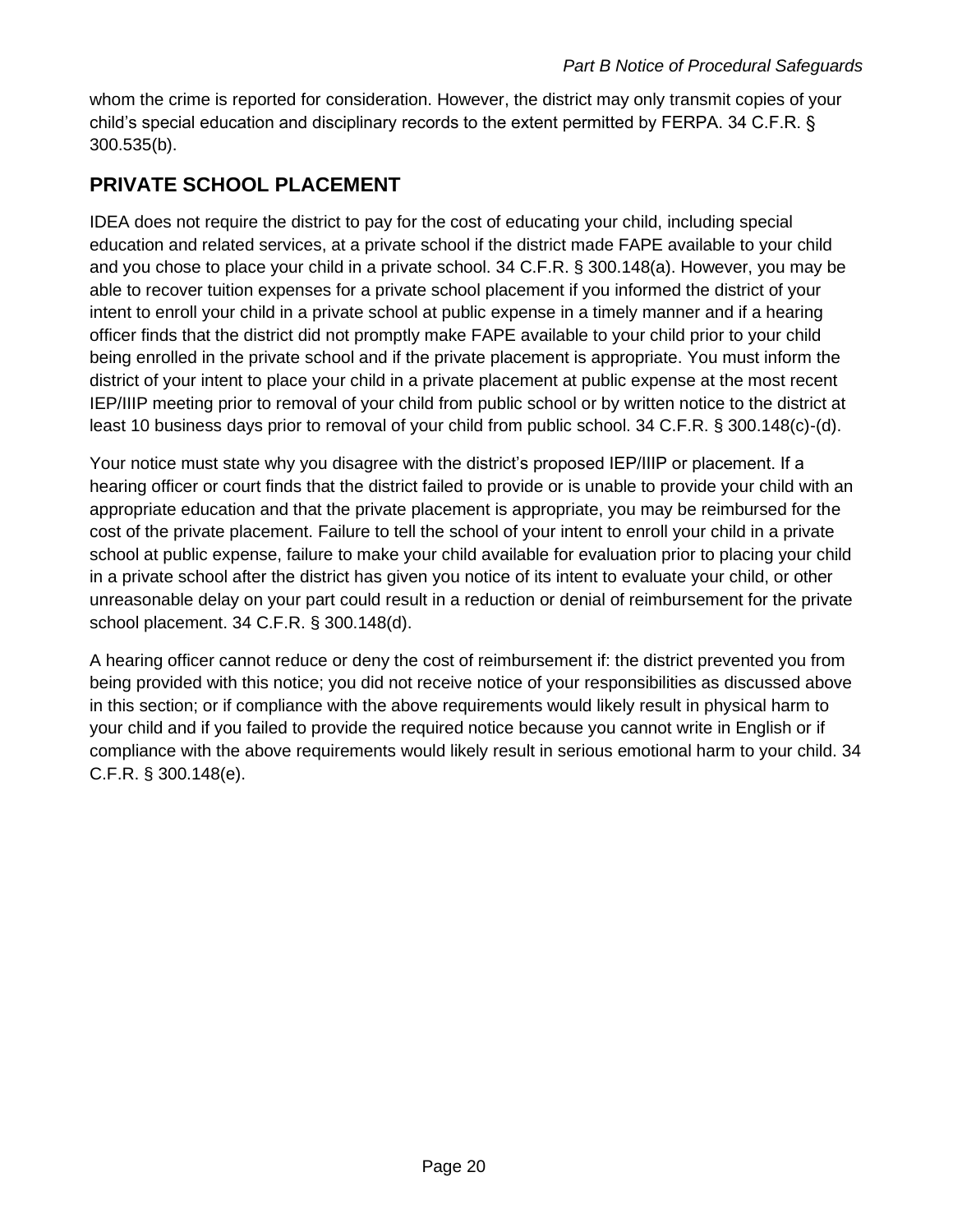whom the crime is reported for consideration. However, the district may only transmit copies of your child's special education and disciplinary records to the extent permitted by FERPA. 34 C.F.R. § 300.535(b).

## PRIVATE SCHOOL PLACEMENT

IDEA does not require the district to pay for the cost of educating your child, including special education and related services, at a private school if the district made FAPE available to your child and you chose to place your child in a private school. 34 C.F.R. § 300.148(a). However, you may be able to recover tuition expenses for a private school placement if you informed the district of your intent to enroll your child in a private school at public expense in a timely manner and if a hearing officer finds that the district did not promptly make FAPE available to your child prior to your child being enrolled in the private school and if the private placement is appropriate. You must inform the district of your intent to place your child in a private placement at public expense at the most recent IEP/IIIP meeting prior to removal of your child from public school or by written notice to the district at least 10 business days prior to removal of your child from public school. 34 C.F.R. § 300.148(c)-(d).

Your notice must state why you disagree with the district's proposed IEP/IIIP or placement. If a hearing officer or court finds that the district failed to provide or is unable to provide your child with an appropriate education and that the private placement is appropriate, you may be reimbursed for the cost of the private placement. Failure to tell the school of your intent to enroll your child in a private school at public expense, failure to make your child available for evaluation prior to placing your child in a private school after the district has given you notice of its intent to evaluate your child, or other unreasonable delay on your part could result in a reduction or denial of reimbursement for the private school placement. 34 C.F.R. § 300.148(d).

A hearing officer cannot reduce or deny the cost of reimbursement if: the district prevented you from being provided with this notice; you did not receive notice of your responsibilities as discussed above in this section; or if compliance with the above requirements would likely result in physical harm to your child and if you failed to provide the required notice because you cannot write in English or if compliance with the above requirements would likely result in serious emotional harm to your child. 34 C.F.R. § 300.148(e).